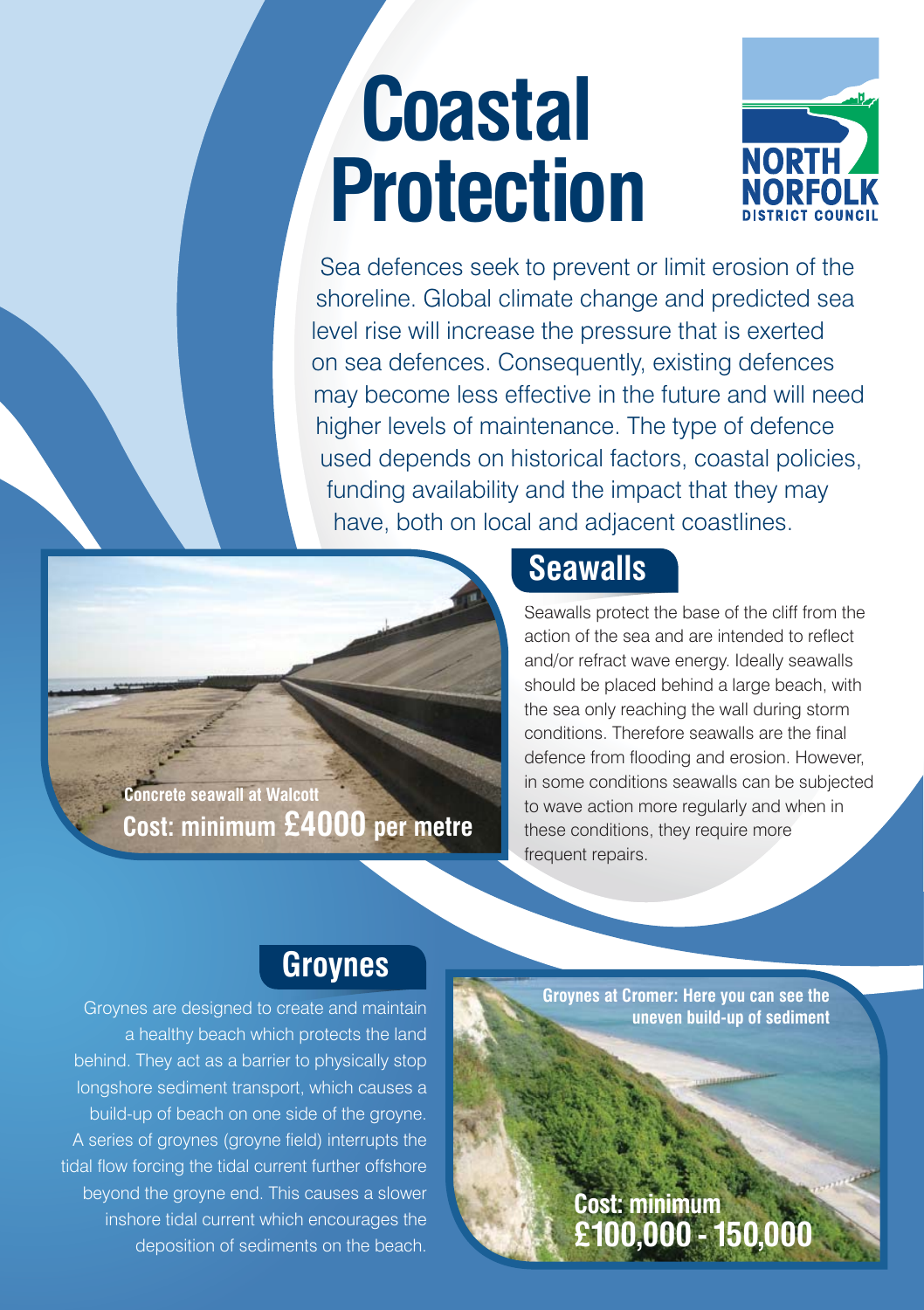# Coastal Protection

NORTH NORFOLK DISTRICT COUNCIL

Sea defences seek to prevent or limit erosion of the shoreline. Global climate change and predicted sea level rise will increase the pressure that is exerted on sea defences. Consequently, existing defences may become less effective in the future and will need higher levels of maintenance. The type of defence used depends on historical factors, coastal policies, funding availability and the impact that they may have, both on local and adjacent coastlines.

## Seawalls

**Concrete seawall at Walcott**
**Cost: minimum £4000 per metre**

Seawalls protect the base of the cliff from the action of the sea and are intended to reflect and/or refract wave energy. Ideally seawalls should be placed behind a large beach, with the sea only reaching the wall during storm conditions. Therefore seawalls are the final defence from flooding and erosion. However, in some conditions seawalls can be subjected to wave action more regularly and when in these conditions, they require more frequent repairs.

## Groynes

Groynes are designed to create and maintain a healthy beach which protects the land behind. They act as a barrier to physically stop longshore sediment transport, which causes a build-up of beach on one side of the groyne. A series of groynes (groyne field) interrupts the tidal flow forcing the tidal current further offshore beyond the groyne end. This causes a slower inshore tidal current which encourages the deposition of sediments on the beach.

**Groynes at Cromer: Here you can see the uneven build-up of sediment**

**Cost: minimum £100,000 - 150,000**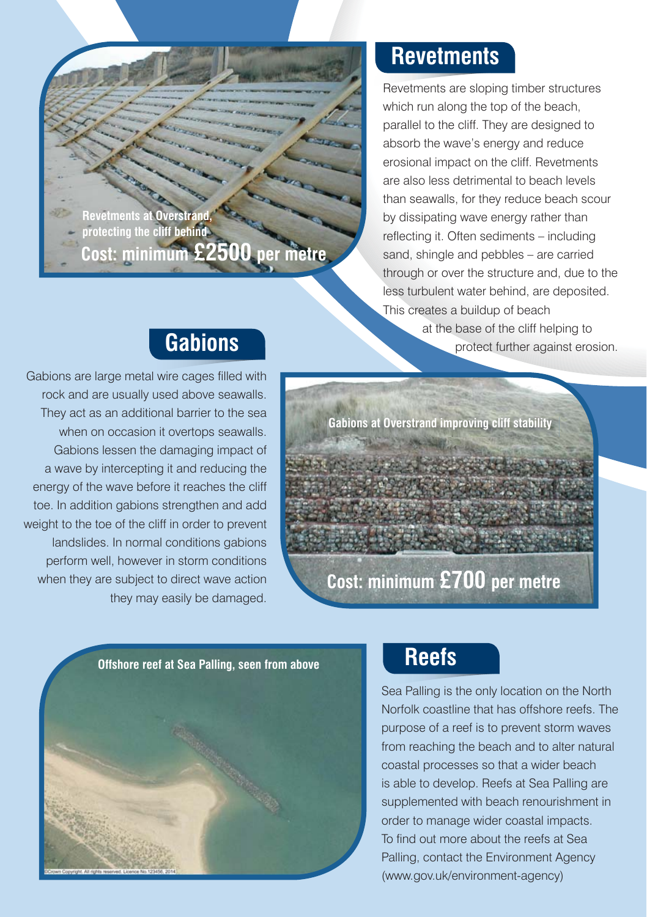Revetments at Overstrand, protecting the cliff behind

**Cost: minimum £2500 per metre**

## Revetments

Revetments are sloping timber structures which run along the top of the beach, parallel to the cliff. They are designed to absorb the wave's energy and reduce erosional impact on the cliff. Revetments are also less detrimental to beach levels than seawalls, for they reduce beach scour by dissipating wave energy rather than reflecting it. Often sediments – including sand, shingle and pebbles – are carried through or over the structure and, due to the less turbulent water behind, are deposited. This creates a buildup of beach at the base of the cliff helping to protect further against erosion.

## Gabions

Gabions are large metal wire cages filled with rock and are usually used above seawalls. They act as an additional barrier to the sea when on occasion it overtops seawalls. Gabions lessen the damaging impact of a wave by intercepting it and reducing the energy of the wave before it reaches the cliff toe. In addition gabions strengthen and add weight to the toe of the cliff in order to prevent landslides. In normal conditions gabions perform well, however in storm conditions when they are subject to direct wave action they may easily be damaged.

Gabions at Overstrand improving cliff stability

**Cost: minimum £700 per metre**

Offshore reef at Sea Palling, seen from above

## Reefs

Sea Palling is the only location on the North Norfolk coastline that has offshore reefs. The purpose of a reef is to prevent storm waves from reaching the beach and to alter natural coastal processes so that a wider beach is able to develop. Reefs at Sea Palling are supplemented with beach renourishment in order to manage wider coastal impacts. To find out more about the reefs at Sea Palling, contact the Environment Agency (www.gov.uk/environment-agency)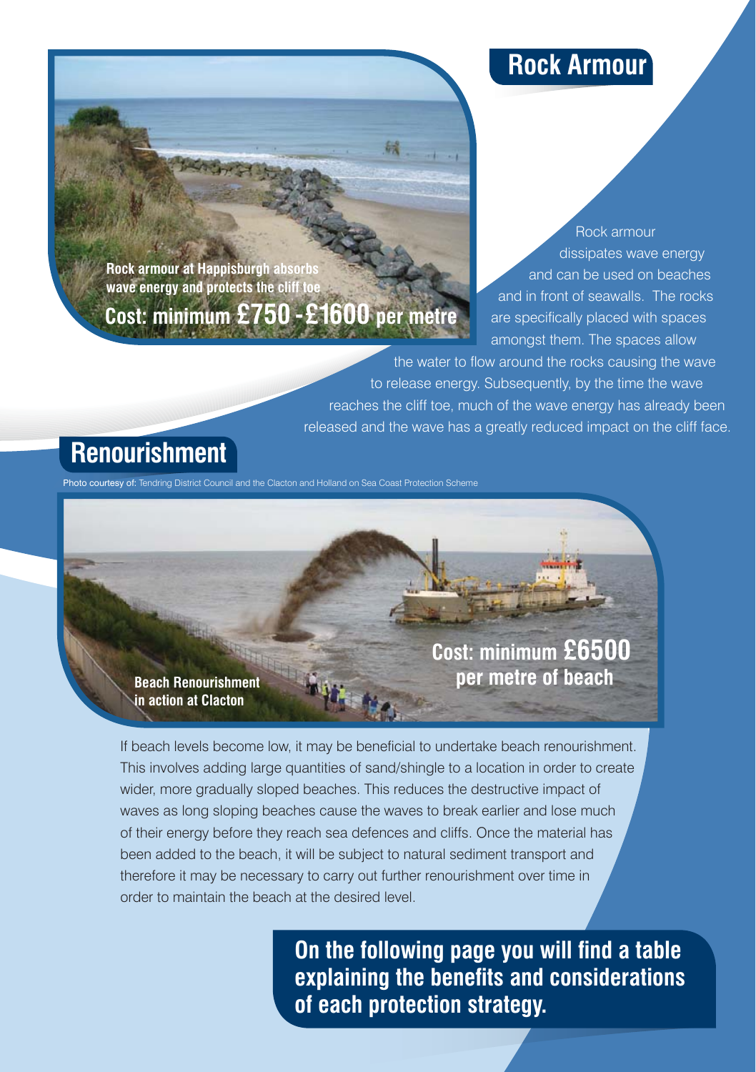## Rock Armour

Rock armour at Happisburgh absorbs wave energy and protects the cliff toe

**Cost: minimum £750 - £1600 per metre**

Rock armour dissipates wave energy and can be used on beaches and in front of seawalls. The rocks are specifically placed with spaces amongst them. The spaces allow the water to flow around the rocks causing the wave to release energy. Subsequently, by the time the wave reaches the cliff toe, much of the wave energy has already been released and the wave has a greatly reduced impact on the cliff face.

## Renourishment

Photo courtesy of: Tendring District Council and the Clacton and Holland on Sea Coast Protection Scheme

Beach Renourishment in action at Clacton

**Cost: minimum £6500 per metre of beach**

If beach levels become low, it may be beneficial to undertake beach renourishment. This involves adding large quantities of sand/shingle to a location in order to create wider, more gradually sloped beaches. This reduces the destructive impact of waves as long sloping beaches cause the waves to break earlier and lose much of their energy before they reach sea defences and cliffs. Once the material has been added to the beach, it will be subject to natural sediment transport and therefore it may be necessary to carry out further renourishment over time in order to maintain the beach at the desired level.

**On the following page you will find a table explaining the benefits and considerations of each protection strategy.**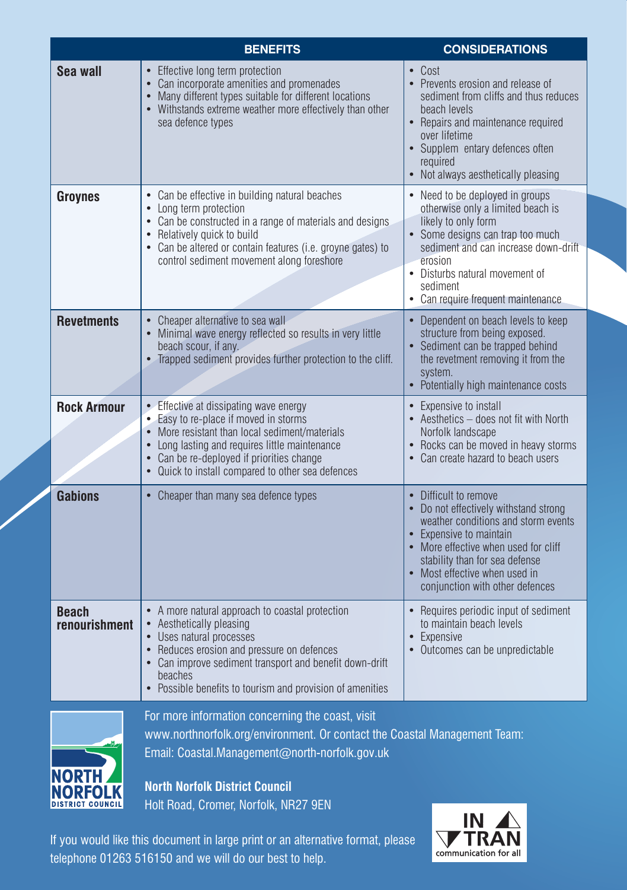| | BENEFITS | CONSIDERATIONS |
|---|---|---|
| **Sea wall** | • Effective long term protection<br>• Can incorporate amenities and promenades<br>• Many different types suitable for different locations<br>• Withstands extreme weather more effectively than other sea defence types | • Cost<br>• Prevents erosion and release of sediment from cliffs and thus reduces beach levels<br>• Repairs and maintenance required over lifetime<br>• Supplem entary defences often required<br>• Not always aesthetically pleasing |
| **Groynes** | • Can be effective in building natural beaches<br>• Long term protection<br>• Can be constructed in a range of materials and designs<br>• Relatively quick to build<br>• Can be altered or contain features (i.e. groyne gates) to control sediment movement along foreshore | • Need to be deployed in groups otherwise only a limited beach is likely to only form<br>• Some designs can trap too much sediment and can increase down-drift erosion<br>• Disturbs natural movement of sediment<br>• Can require frequent maintenance |
| **Revetments** | • Cheaper alternative to sea wall<br>• Minimal wave energy reflected so results in very little beach scour, if any.<br>• Trapped sediment provides further protection to the cliff. | • Dependent on beach levels to keep structure from being exposed.<br>• Sediment can be trapped behind the revetment removing it from the system.<br>• Potentially high maintenance costs |
| **Rock Armour** | • Effective at dissipating wave energy<br>• Easy to re-place if moved in storms<br>• More resistant than local sediment/materials<br>• Long lasting and requires little maintenance<br>• Can be re-deployed if priorities change<br>• Quick to install compared to other sea defences | • Expensive to install<br>• Aesthetics – does not fit with North Norfolk landscape<br>• Rocks can be moved in heavy storms<br>• Can create hazard to beach users |
| **Gabions** | • Cheaper than many sea defence types | • Difficult to remove<br>• Do not effectively withstand strong weather conditions and storm events<br>• Expensive to maintain<br>• More effective when used for cliff stability than for sea defense<br>• Most effective when used in conjunction with other defences |
| **Beach renourishment** | • A more natural approach to coastal protection<br>• Aesthetically pleasing<br>• Uses natural processes<br>• Reduces erosion and pressure on defences<br>• Can improve sediment transport and benefit down-drift beaches<br>• Possible benefits to tourism and provision of amenities | • Requires periodic input of sediment to maintain beach levels<br>• Expensive<br>• Outcomes can be unpredictable |

For more information concerning the coast, visit www.northnorfolk.org/environment. Or contact the Coastal Management Team: Email: Coastal.Management@north-norfolk.gov.uk

**North Norfolk District Council**
Holt Road, Cromer, Norfolk, NR27 9EN

If you would like this document in large print or an alternative format, please telephone 01263 516150 and we will do our best to help.